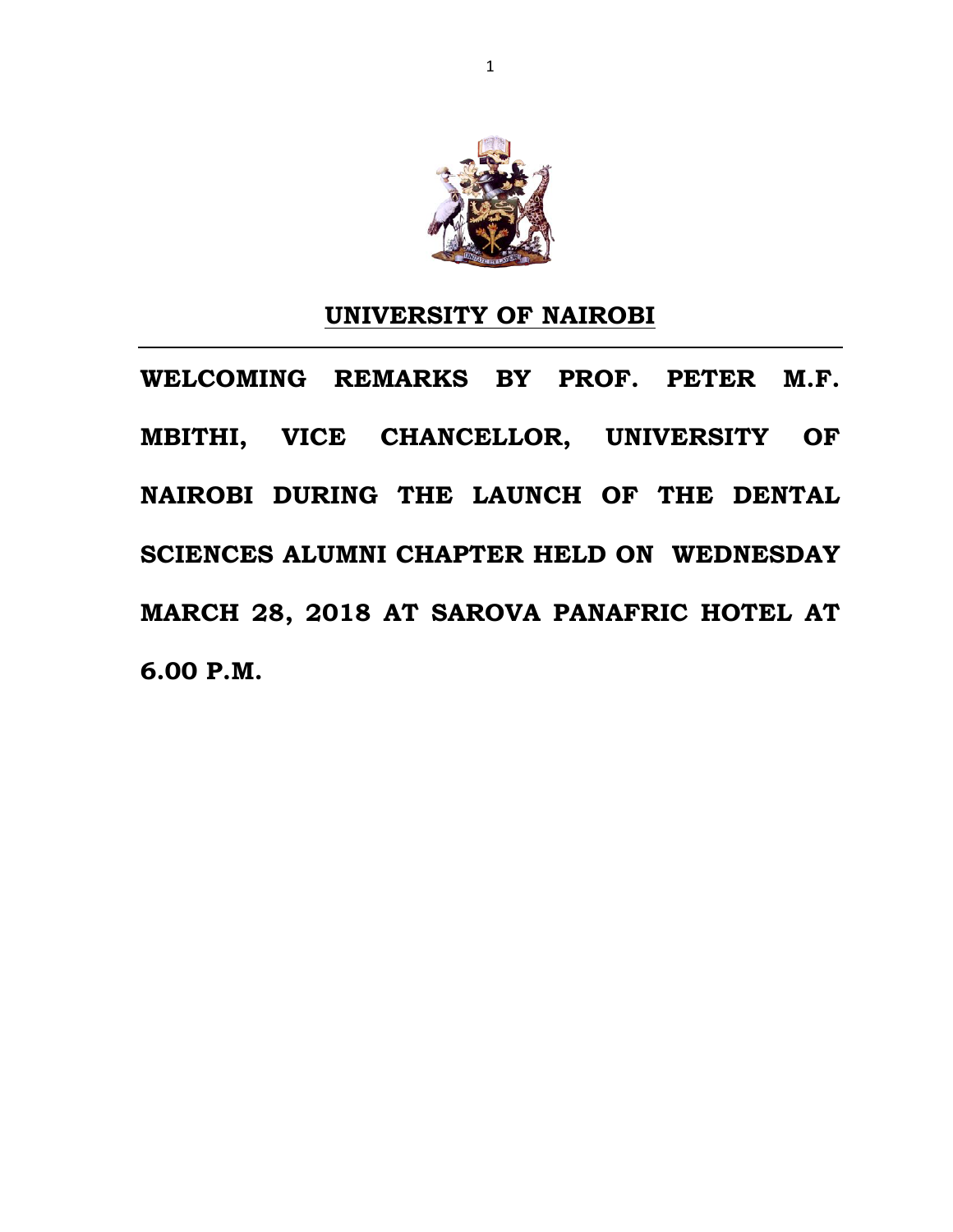# UNIVERSITY OF NAIROBI

**WELCOMING REMARKS BY PROF. PETER M.F. MBITHI, VICE CHANCELLOR, UNIVERSITY OF NAIROBI DURING THE LAUNCH OF THE DENTAL SCIENCES ALUMNI CHAPTER HELD ON WEDNESDAY MARCH 28, 2018 AT SAROVA PANAFRIC HOTEL AT 6.00 P.M.**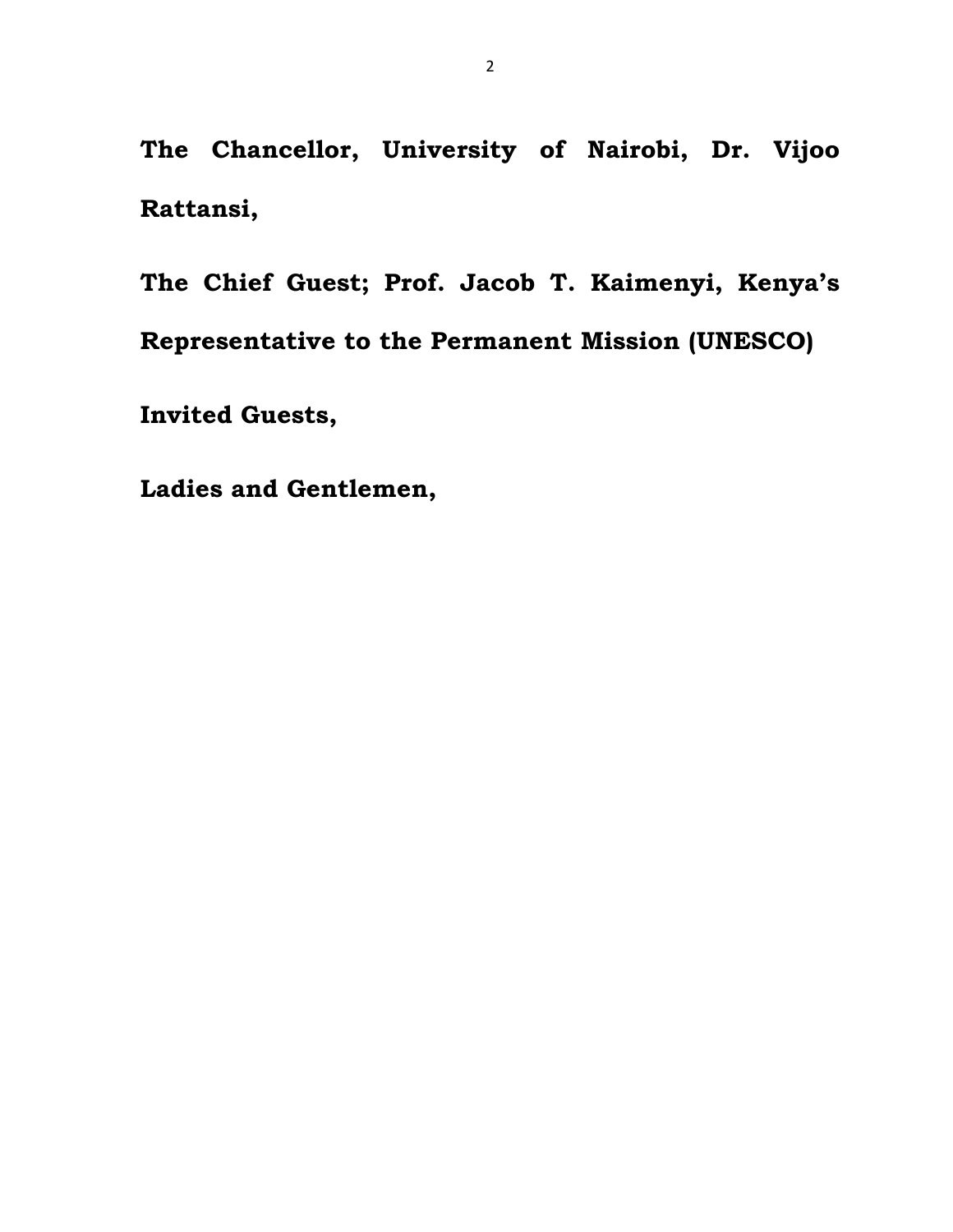**The Chancellor, University of Nairobi, Dr. Vijoo Rattansi,**

**The Chief Guest; Prof. Jacob T. Kaimenyi, Kenya's Representative to the Permanent Mission (UNESCO)**

**Invited Guests,**

**Ladies and Gentlemen,**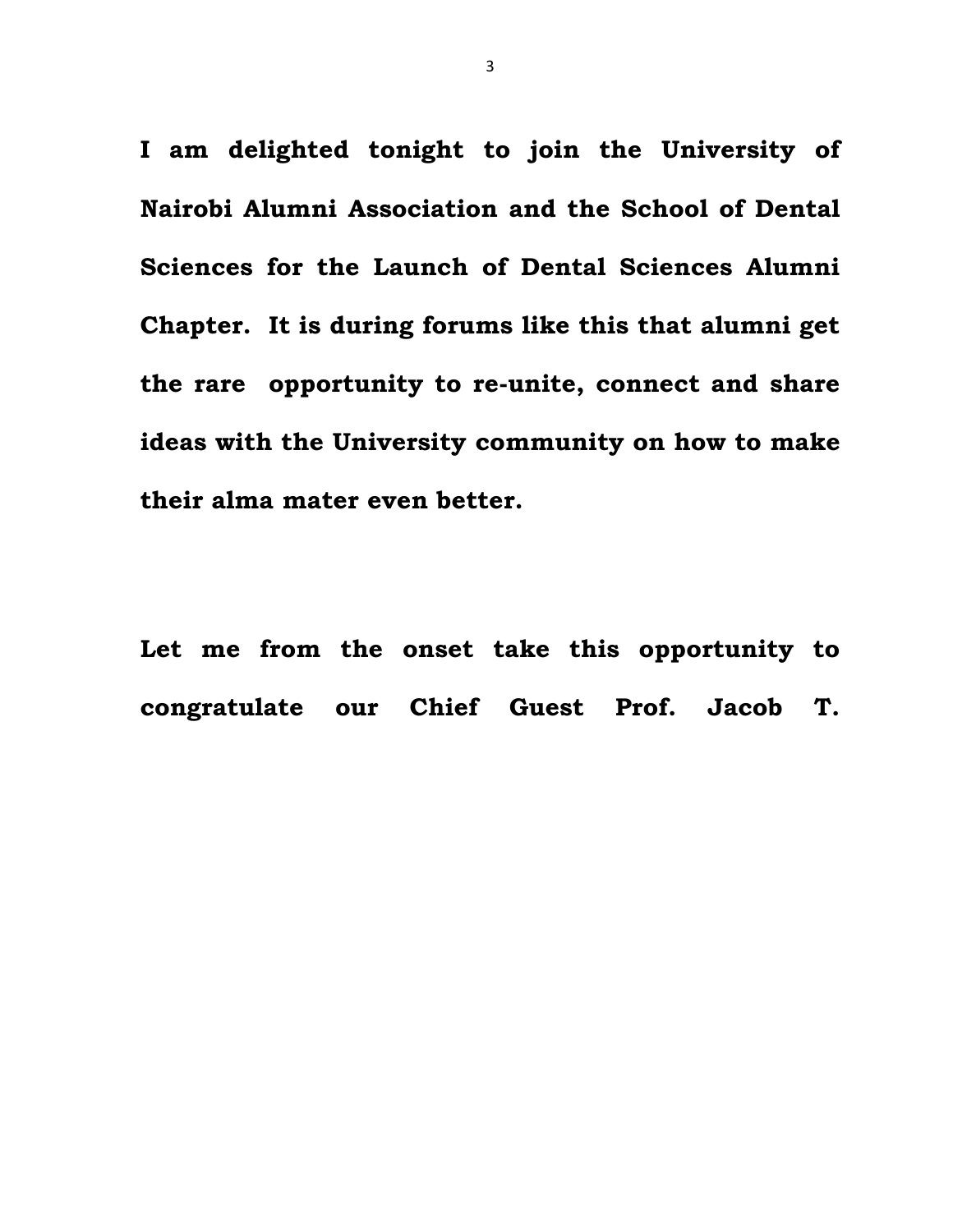**I am delighted tonight to join the University of Nairobi Alumni Association and the School of Dental Sciences for the Launch of Dental Sciences Alumni Chapter. It is during forums like this that alumni get the rare opportunity to re-unite, connect and share ideas with the University community on how to make their alma mater even better.**

**Let me from the onset take this opportunity to congratulate our Chief Guest Prof. Jacob T.**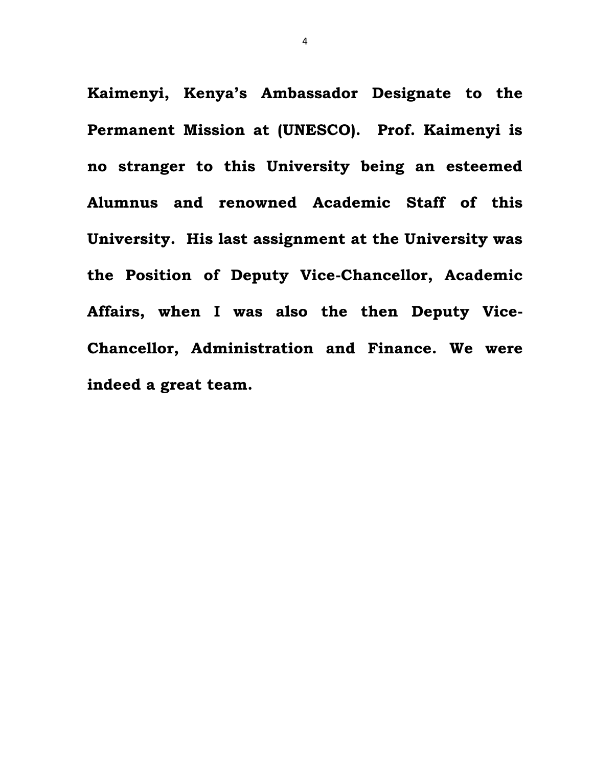**Kaimenyi, Kenya's Ambassador Designate to the Permanent Mission at (UNESCO). Prof. Kaimenyi is no stranger to this University being an esteemed Alumnus and renowned Academic Staff of this University. His last assignment at the University was the Position of Deputy Vice-Chancellor, Academic Affairs, when I was also the then Deputy Vice-Chancellor, Administration and Finance. We were indeed a great team.**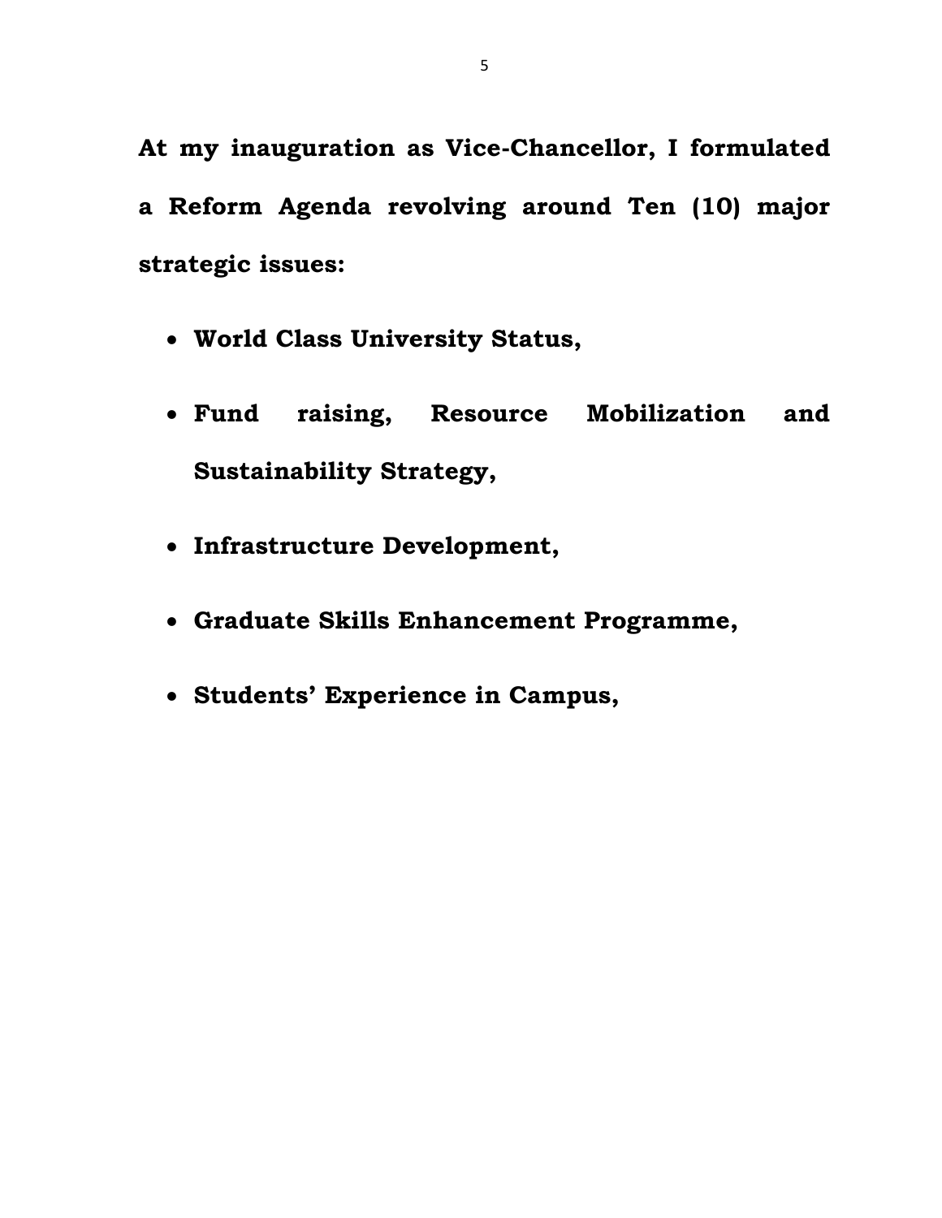**At my inauguration as Vice-Chancellor, I formulated a Reform Agenda revolving around Ten (10) major strategic issues:**

- **World Class University Status,**
- **Fund raising, Resource Mobilization and Sustainability Strategy,**
- **Infrastructure Development,**
- **Graduate Skills Enhancement Programme,**
- **Students' Experience in Campus,**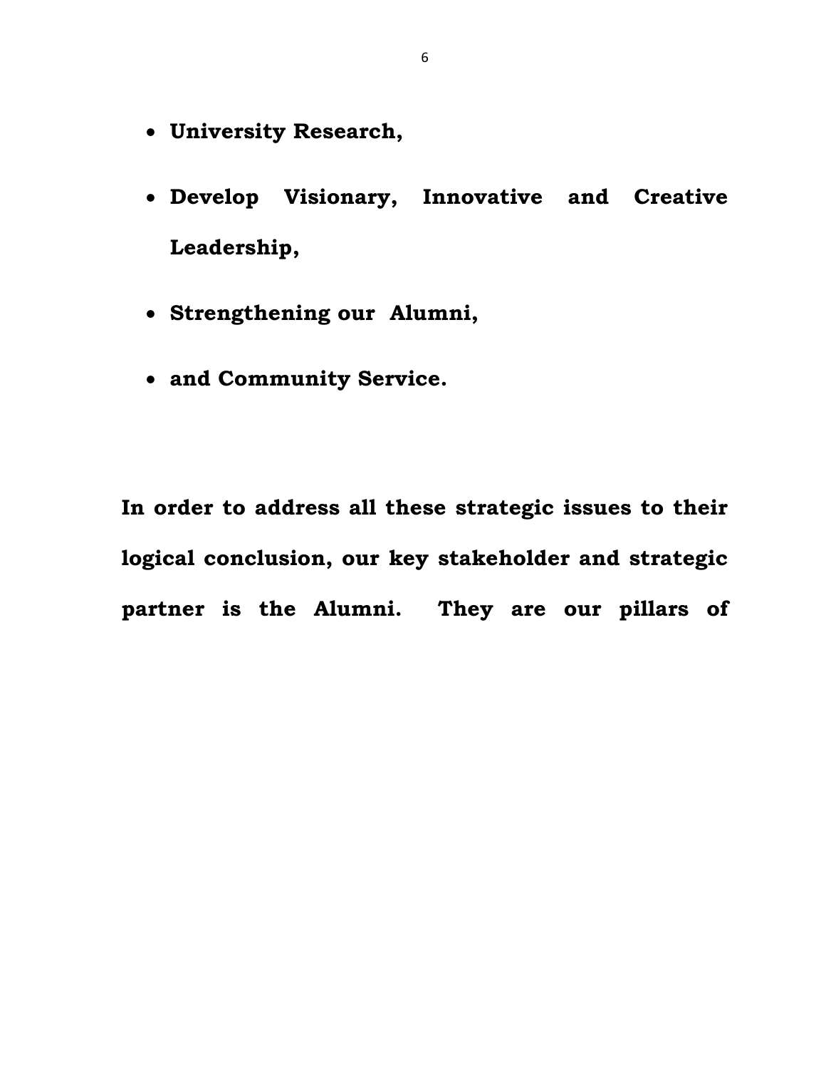- **University Research,**
- **Develop Visionary, Innovative and Creative Leadership,**
- **Strengthening our Alumni,**
- **and Community Service.**

**In order to address all these strategic issues to their logical conclusion, our key stakeholder and strategic partner is the Alumni. They are our pillars of**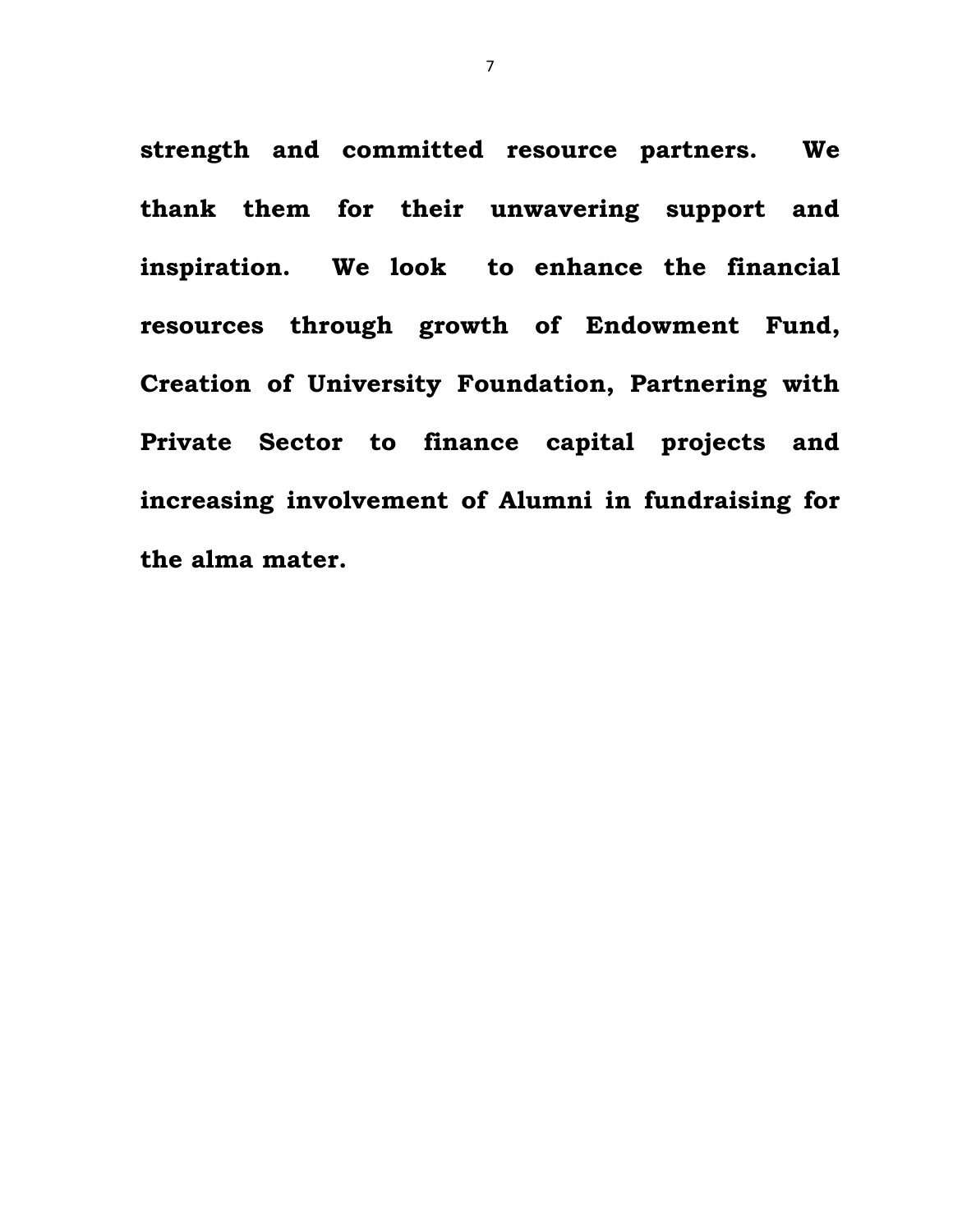**strength and committed resource partners. We thank them for their unwavering support and inspiration. We look to enhance the financial resources through growth of Endowment Fund, Creation of University Foundation, Partnering with Private Sector to finance capital projects and increasing involvement of Alumni in fundraising for the alma mater.**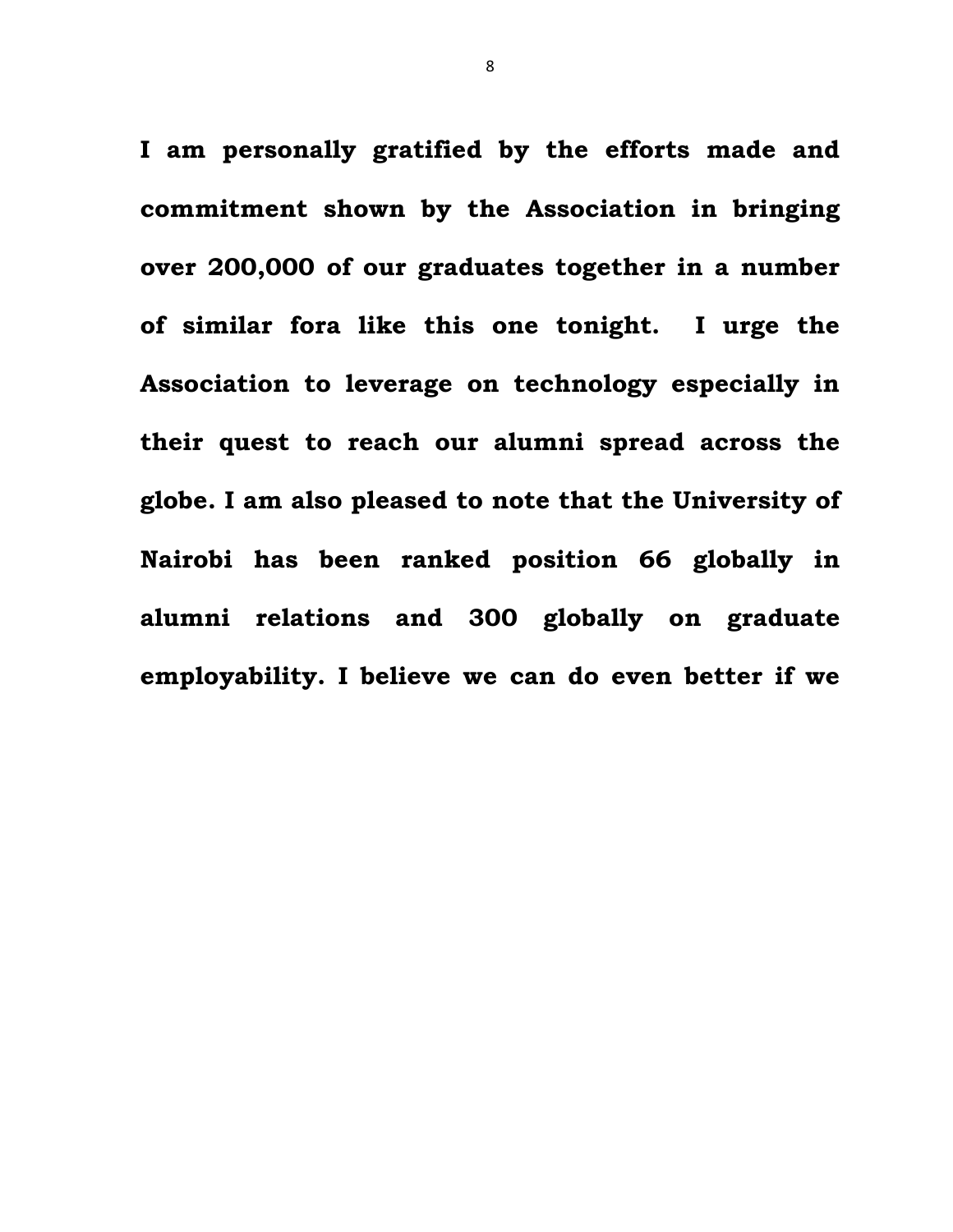**I am personally gratified by the efforts made and commitment shown by the Association in bringing over 200,000 of our graduates together in a number of similar fora like this one tonight. I urge the Association to leverage on technology especially in their quest to reach our alumni spread across the globe. I am also pleased to note that the University of Nairobi has been ranked position 66 globally in alumni relations and 300 globally on graduate employability. I believe we can do even better if we**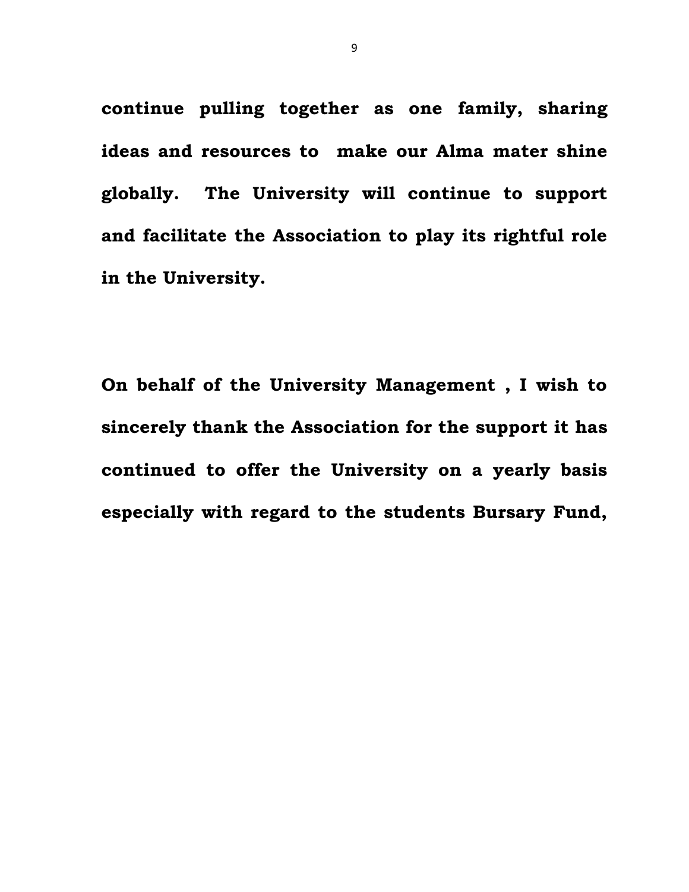**continue pulling together as one family, sharing ideas and resources to make our Alma mater shine globally. The University will continue to support and facilitate the Association to play its rightful role in the University.**

**On behalf of the University Management , I wish to sincerely thank the Association for the support it has continued to offer the University on a yearly basis especially with regard to the students Bursary Fund,**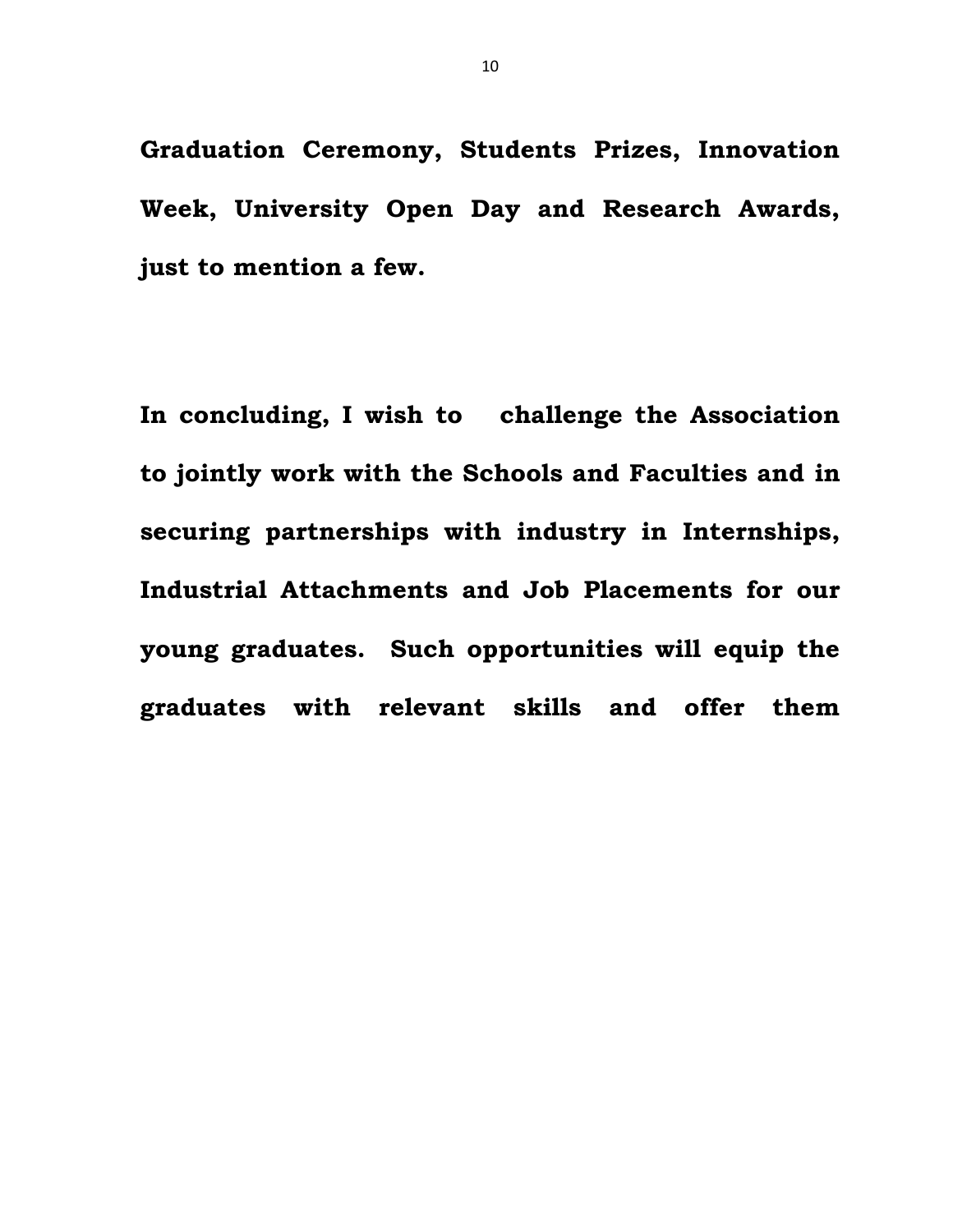**Graduation Ceremony, Students Prizes, Innovation Week, University Open Day and Research Awards, just to mention a few.**

**In concluding, I wish to challenge the Association to jointly work with the Schools and Faculties and in securing partnerships with industry in Internships, Industrial Attachments and Job Placements for our young graduates. Such opportunities will equip the graduates with relevant skills and offer them**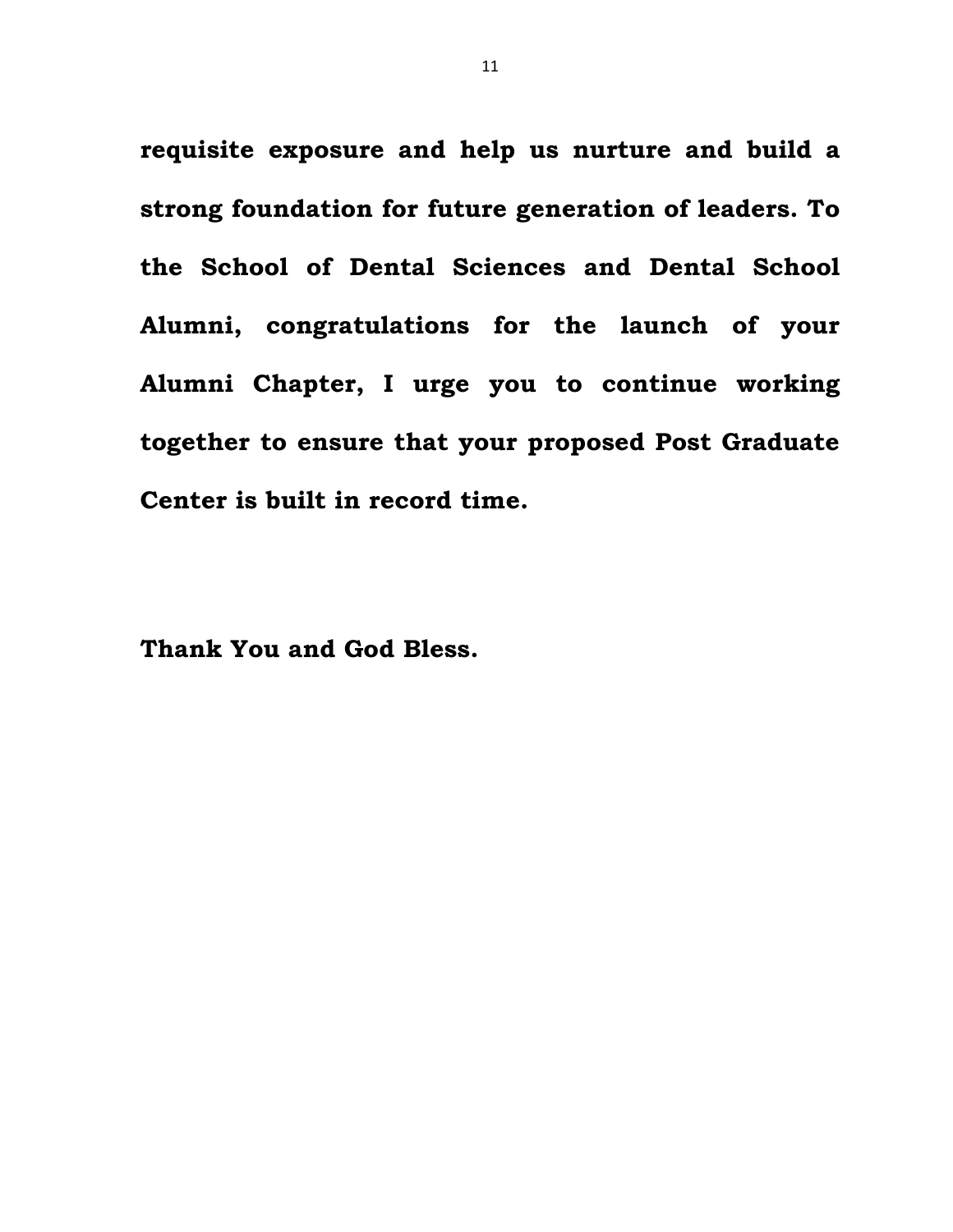**requisite exposure and help us nurture and build a strong foundation for future generation of leaders. To the School of Dental Sciences and Dental School Alumni, congratulations for the launch of your Alumni Chapter, I urge you to continue working together to ensure that your proposed Post Graduate Center is built in record time.**

**Thank You and God Bless.**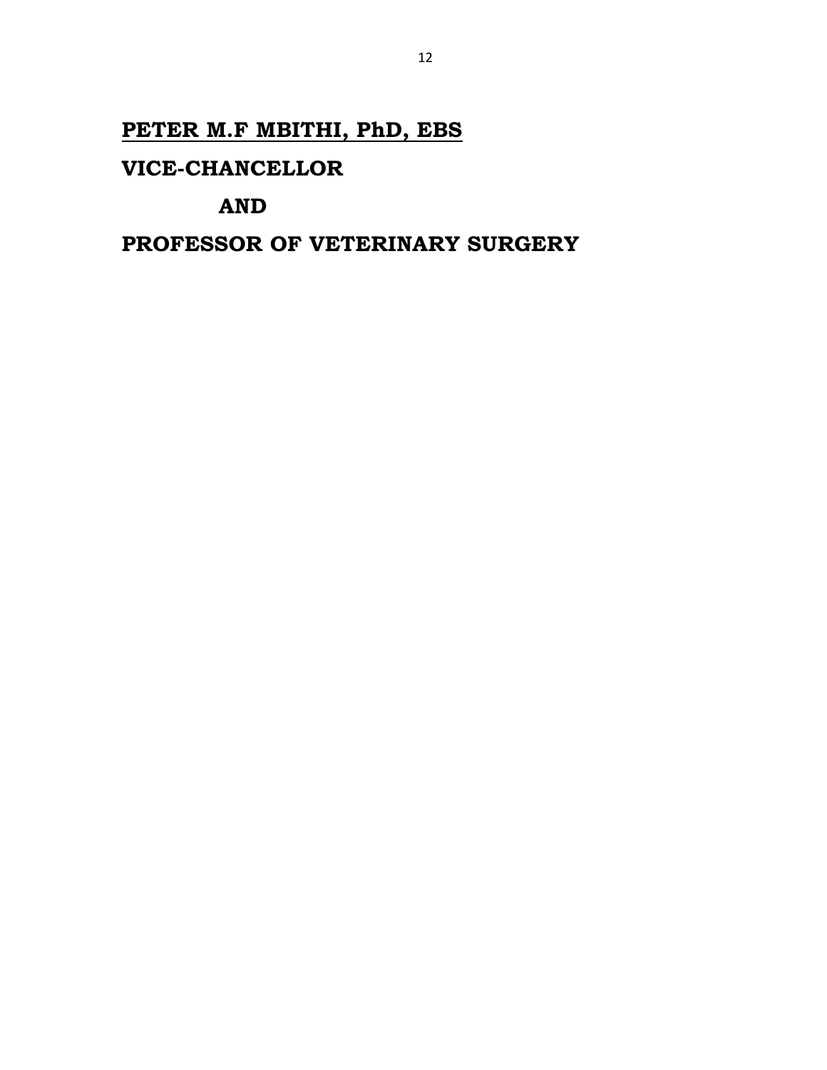**<u>PETER M.F MBITHI, PhD, EBS</u>**

**VICE-CHANCELLOR**

**AND**

**PROFESSOR OF VETERINARY SURGERY**